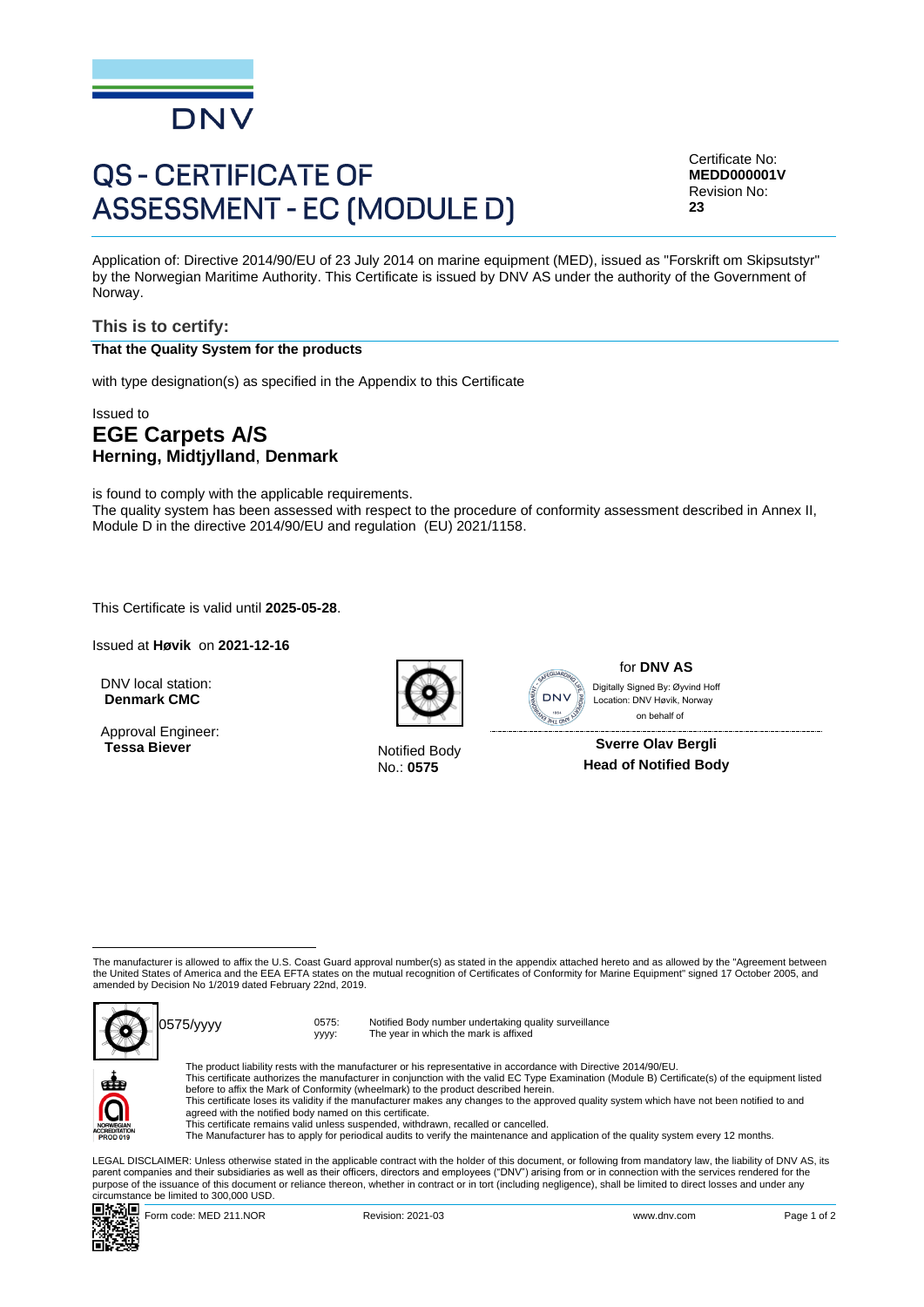DNV

# QS - CERTIFICATE OF ASSESSMENT - EC (MODULE D)

Certificate No:
**MEDD000001V**
Revision No:
**23**

Application of: Directive 2014/90/EU of 23 July 2014 on marine equipment (MED), issued as "Forskrift om Skipsutstyr" by the Norwegian Maritime Authority. This Certificate is issued by DNV AS under the authority of the Government of Norway.

## This is to certify:

**That the Quality System for the products**

with type designation(s) as specified in the Appendix to this Certificate

Issued to

## EGE Carpets A/S

**Herning, Midtjylland**, **Denmark**

is found to comply with the applicable requirements.
The quality system has been assessed with respect to the procedure of conformity assessment described in Annex II, Module D in the directive 2014/90/EU and regulation (EU) 2021/1158.

This Certificate is valid until **2025-05-28**.

Issued at **Høvik** on **2021-12-16**

DNV local station:
**Denmark CMC**

Approval Engineer:
**Tessa Biever**

Notified Body
No.: **0575**

for **DNV AS**

Digitally Signed By: Øyvind Hoff
Location: DNV Høvik, Norway
on behalf of

**Sverre Olav Bergli**
**Head of Notified Body**

The manufacturer is allowed to affix the U.S. Coast Guard approval number(s) as stated in the appendix attached hereto and as allowed by the "Agreement between the United States of America and the EEA EFTA states on the mutual recognition of Certificates of Conformity for Marine Equipment" signed 17 October 2005, and amended by Decision No 1/2019 dated February 22nd, 2019.

0575/yyyy

0575: Notified Body number undertaking quality surveillance
yyyy: The year in which the mark is affixed

The product liability rests with the manufacturer or his representative in accordance with Directive 2014/90/EU.
This certificate authorizes the manufacturer in conjunction with the valid EC Type Examination (Module B) Certificate(s) of the equipment listed before to affix the Mark of Conformity (wheelmark) to the product described herein.
This certificate loses its validity if the manufacturer makes any changes to the approved quality system which have not been notified to and agreed with the notified body named on this certificate.
This certificate remains valid unless suspended, withdrawn, recalled or cancelled.
The Manufacturer has to apply for periodical audits to verify the maintenance and application of the quality system every 12 months.

LEGAL DISCLAIMER: Unless otherwise stated in the applicable contract with the holder of this document, or following from mandatory law, the liability of DNV AS, its parent companies and their subsidiaries as well as their officers, directors and employees ("DNV") arising from or in connection with the services rendered for the purpose of the issuance of this document or reliance thereon, whether in contract or in tort (including negligence), shall be limited to direct losses and under any circumstance be limited to 300,000 USD.

Form code: MED 211.NOR    Revision: 2021-03    www.dnv.com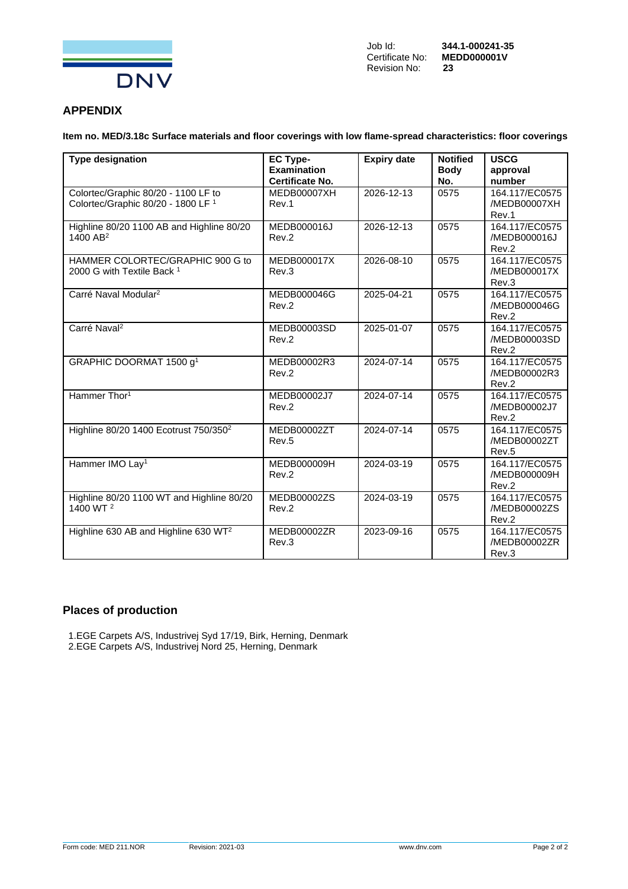Job Id: **344.1-000241-35**
Certificate No: **MEDD000001V**
Revision No: **23**

## APPENDIX

**Item no. MED/3.18c Surface materials and floor coverings with low flame-spread characteristics: floor coverings**

| Type designation | EC Type-Examination Certificate No. | Expiry date | Notified Body No. | USCG approval number |
|---|---|---|---|---|
| Colortec/Graphic 80/20 - 1100 LF to Colortec/Graphic 80/20 - 1800 LF [1] | MEDB00007XH Rev.1 | 2026-12-13 | 0575 | 164.117/EC0575 /MEDB00007XH Rev.1 |
| Highline 80/20 1100 AB and Highline 80/20 1400 AB[2] | MEDB000016J Rev.2 | 2026-12-13 | 0575 | 164.117/EC0575 /MEDB000016J Rev.2 |
| HAMMER COLORTEC/GRAPHIC 900 G to 2000 G with Textile Back [1] | MEDB000017X Rev.3 | 2026-08-10 | 0575 | 164.117/EC0575 /MEDB000017X Rev.3 |
| Carré Naval Modular[2] | MEDB000046G Rev.2 | 2025-04-21 | 0575 | 164.117/EC0575 /MEDB000046G Rev.2 |
| Carré Naval[2] | MEDB00003SD Rev.2 | 2025-01-07 | 0575 | 164.117/EC0575 /MEDB00003SD Rev.2 |
| GRAPHIC DOORMAT 1500 g[1] | MEDB00002R3 Rev.2 | 2024-07-14 | 0575 | 164.117/EC0575 /MEDB00002R3 Rev.2 |
| Hammer Thor[1] | MEDB00002J7 Rev.2 | 2024-07-14 | 0575 | 164.117/EC0575 /MEDB00002J7 Rev.2 |
| Highline 80/20 1400 Ecotrust 750/350[2] | MEDB00002ZT Rev.5 | 2024-07-14 | 0575 | 164.117/EC0575 /MEDB00002ZT Rev.5 |
| Hammer IMO Lay[1] | MEDB000009H Rev.2 | 2024-03-19 | 0575 | 164.117/EC0575 /MEDB000009H Rev.2 |
| Highline 80/20 1100 WT and Highline 80/20 1400 WT [2] | MEDB00002ZS Rev.2 | 2024-03-19 | 0575 | 164.117/EC0575 /MEDB00002ZS Rev.2 |
| Highline 630 AB and Highline 630 WT[2] | MEDB00002ZR Rev.3 | 2023-09-16 | 0575 | 164.117/EC0575 /MEDB00002ZR Rev.3 |

## Places of production

1. EGE Carpets A/S, Industrivej Syd 17/19, Birk, Herning, Denmark
2. EGE Carpets A/S, Industrivej Nord 25, Herning, Denmark

Form code: MED 211.NOR    Revision: 2021-03    www.dnv.com